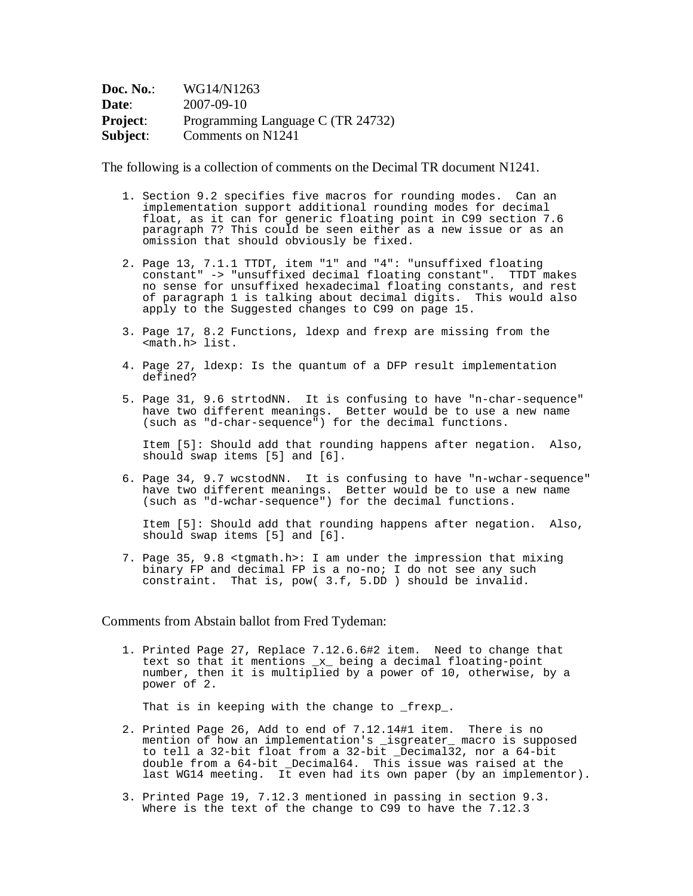**Doc. No.**: WG14/N1263
**Date**: 2007-09-10
**Project**: Programming Language C (TR 24732)
**Subject**: Comments on N1241

The following is a collection of comments on the Decimal TR document N1241.

1. Section 9.2 specifies five macros for rounding modes. Can an implementation support additional rounding modes for decimal float, as it can for generic floating point in C99 section 7.6 paragraph 7? This could be seen either as a new issue or as an omission that should obviously be fixed.

2. Page 13, 7.1.1 TTDT, item "1" and "4": "unsuffixed floating constant" -> "unsuffixed decimal floating constant". TTDT makes no sense for unsuffixed hexadecimal floating constants, and rest of paragraph 1 is talking about decimal digits. This would also apply to the Suggested changes to C99 on page 15.

3. Page 17, 8.2 Functions, ldexp and frexp are missing from the <math.h> list.

4. Page 27, ldexp: Is the quantum of a DFP result implementation defined?

5. Page 31, 9.6 strtodNN. It is confusing to have "n-char-sequence" have two different meanings. Better would be to use a new name (such as "d-char-sequence") for the decimal functions.

   Item [5]: Should add that rounding happens after negation. Also, should swap items [5] and [6].

6. Page 34, 9.7 wcstodNN. It is confusing to have "n-wchar-sequence" have two different meanings. Better would be to use a new name (such as "d-wchar-sequence") for the decimal functions.

   Item [5]: Should add that rounding happens after negation. Also, should swap items [5] and [6].

7. Page 35, 9.8 <tgmath.h>: I am under the impression that mixing binary FP and decimal FP is a no-no; I do not see any such constraint. That is, pow( 3.f, 5.DD ) should be invalid.

Comments from Abstain ballot from Fred Tydeman:

1. Printed Page 27, Replace 7.12.6.6#2 item. Need to change that text so that it mentions _x_ being a decimal floating-point number, then it is multiplied by a power of 10, otherwise, by a power of 2.

   That is in keeping with the change to _frexp_.

2. Printed Page 26, Add to end of 7.12.14#1 item. There is no mention of how an implementation's _isgreater_ macro is supposed to tell a 32-bit float from a 32-bit _Decimal32, nor a 64-bit double from a 64-bit _Decimal64. This issue was raised at the last WG14 meeting. It even had its own paper (by an implementor).

3. Printed Page 19, 7.12.3 mentioned in passing in section 9.3. Where is the text of the change to C99 to have the 7.12.3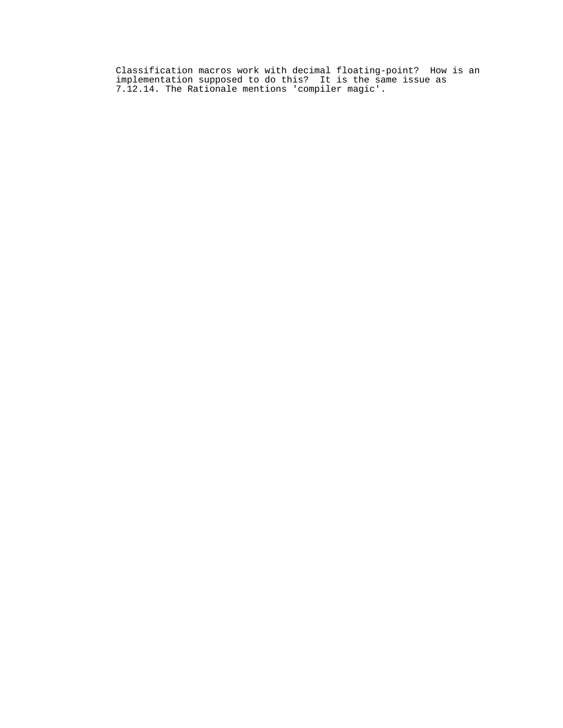Classification macros work with decimal floating-point? How is an implementation supposed to do this? It is the same issue as 7.12.14. The Rationale mentions 'compiler magic'.